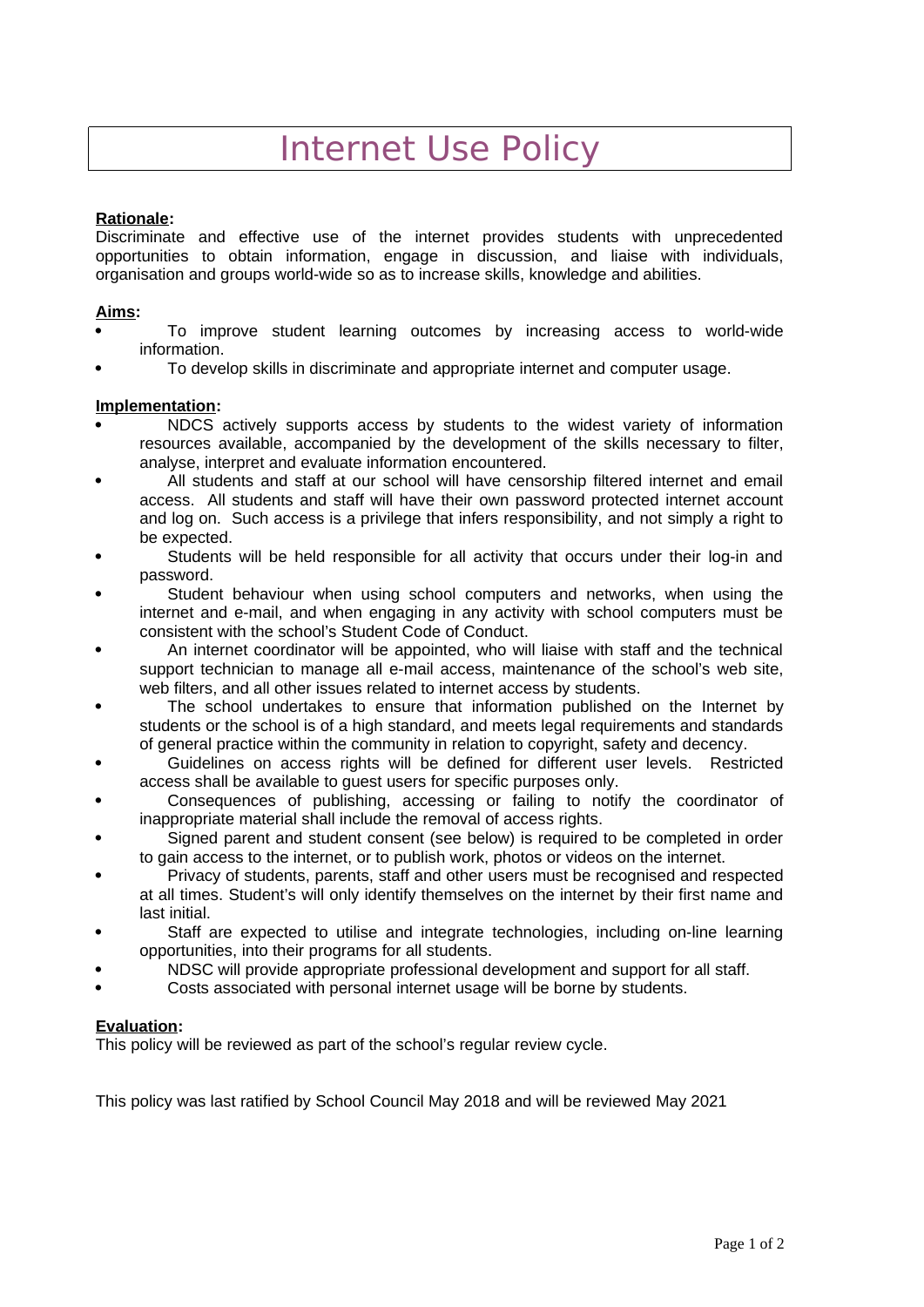# Internet Use Policy

**Rationale:**

Discriminate and effective use of the internet provides students with unprecedented opportunities to obtain information, engage in discussion, and liaise with individuals, organisation and groups world-wide so as to increase skills, knowledge and abilities.

**Aims:**

- To improve student learning outcomes by increasing access to world-wide information.
- To develop skills in discriminate and appropriate internet and computer usage.

**Implementation:**

- NDCS actively supports access by students to the widest variety of information resources available, accompanied by the development of the skills necessary to filter, analyse, interpret and evaluate information encountered.
- All students and staff at our school will have censorship filtered internet and email access. All students and staff will have their own password protected internet account and log on. Such access is a privilege that infers responsibility, and not simply a right to be expected.
- Students will be held responsible for all activity that occurs under their log-in and password.
- Student behaviour when using school computers and networks, when using the internet and e-mail, and when engaging in any activity with school computers must be consistent with the school's Student Code of Conduct.
- An internet coordinator will be appointed, who will liaise with staff and the technical support technician to manage all e-mail access, maintenance of the school's web site, web filters, and all other issues related to internet access by students.
- The school undertakes to ensure that information published on the Internet by students or the school is of a high standard, and meets legal requirements and standards of general practice within the community in relation to copyright, safety and decency.
- Guidelines on access rights will be defined for different user levels. Restricted access shall be available to guest users for specific purposes only.
- Consequences of publishing, accessing or failing to notify the coordinator of inappropriate material shall include the removal of access rights.
- Signed parent and student consent (see below) is required to be completed in order to gain access to the internet, or to publish work, photos or videos on the internet.
- Privacy of students, parents, staff and other users must be recognised and respected at all times. Student's will only identify themselves on the internet by their first name and last initial.
- Staff are expected to utilise and integrate technologies, including on-line learning opportunities, into their programs for all students.
- NDSC will provide appropriate professional development and support for all staff.
- Costs associated with personal internet usage will be borne by students.

**Evaluation:**

This policy will be reviewed as part of the school's regular review cycle.

This policy was last ratified by School Council May 2018 and will be reviewed May 2021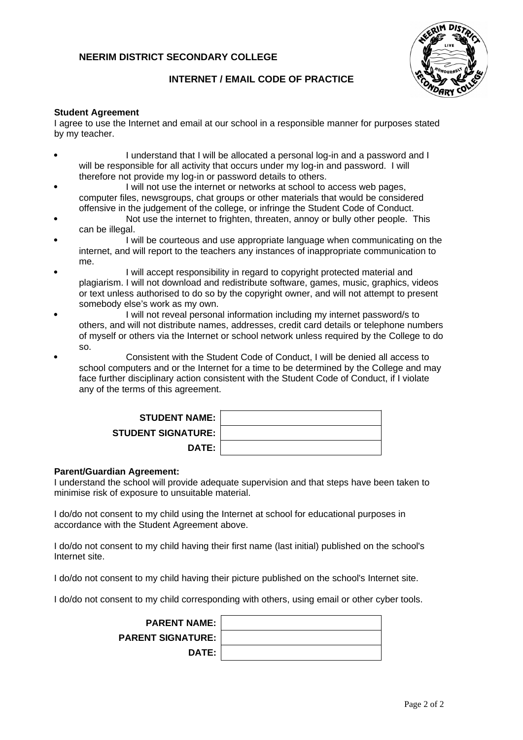**NEERIM DISTRICT SECONDARY COLLEGE**

**INTERNET / EMAIL CODE OF PRACTICE**

**Student Agreement**

I agree to use the Internet and email at our school in a responsible manner for purposes stated by my teacher.

- I understand that I will be allocated a personal log-in and a password and I will be responsible for all activity that occurs under my log-in and password. I will therefore not provide my log-in or password details to others.
- I will not use the internet or networks at school to access web pages, computer files, newsgroups, chat groups or other materials that would be considered offensive in the judgement of the college, or infringe the Student Code of Conduct.
- Not use the internet to frighten, threaten, annoy or bully other people. This can be illegal.
- I will be courteous and use appropriate language when communicating on the internet, and will report to the teachers any instances of inappropriate communication to me.
- I will accept responsibility in regard to copyright protected material and plagiarism. I will not download and redistribute software, games, music, graphics, videos or text unless authorised to do so by the copyright owner, and will not attempt to present somebody else's work as my own.
- I will not reveal personal information including my internet password/s to others, and will not distribute names, addresses, credit card details or telephone numbers of myself or others via the Internet or school network unless required by the College to do so.
- Consistent with the Student Code of Conduct, I will be denied all access to school computers and or the Internet for a time to be determined by the College and may face further disciplinary action consistent with the Student Code of Conduct, if I violate any of the terms of this agreement.

| | |
|---|---|
| **STUDENT NAME:** | |
| **STUDENT SIGNATURE:** | |
| **DATE:** | |

**Parent/Guardian Agreement:**

I understand the school will provide adequate supervision and that steps have been taken to minimise risk of exposure to unsuitable material.

I do/do not consent to my child using the Internet at school for educational purposes in accordance with the Student Agreement above.

I do/do not consent to my child having their first name (last initial) published on the school's Internet site.

I do/do not consent to my child having their picture published on the school's Internet site.

I do/do not consent to my child corresponding with others, using email or other cyber tools.

| | |
|---|---|
| **PARENT NAME:** | |
| **PARENT SIGNATURE:** | |
| **DATE:** | |